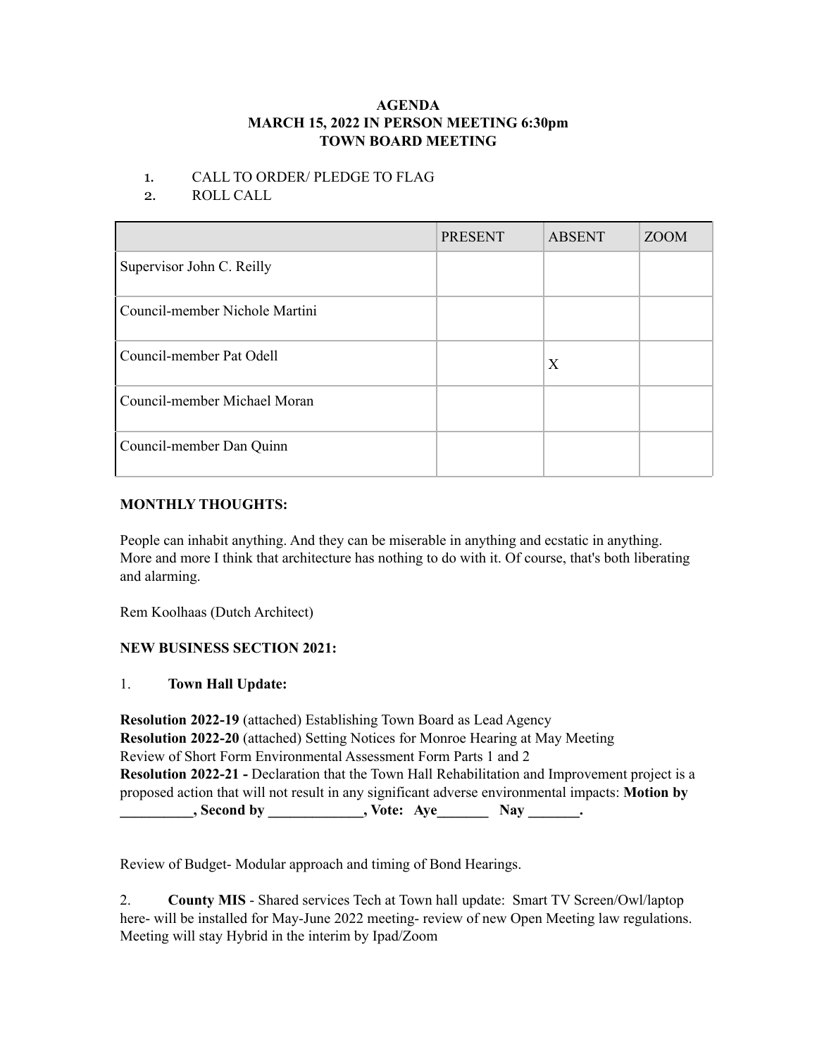**AGENDA**
**MARCH 15, 2022 IN PERSON MEETING 6:30pm**
**TOWN BOARD MEETING**

1. CALL TO ORDER/ PLEDGE TO FLAG
2. ROLL CALL

| | PRESENT | ABSENT | ZOOM |
|---|---|---|---|
| Supervisor John C. Reilly | | | |
| Council-member Nichole Martini | | | |
| Council-member Pat Odell | | X | |
| Council-member Michael Moran | | | |
| Council-member Dan Quinn | | | |

**MONTHLY THOUGHTS:**

People can inhabit anything. And they can be miserable in anything and ecstatic in anything. More and more I think that architecture has nothing to do with it. Of course, that's both liberating and alarming.

Rem Koolhaas (Dutch Architect)

**NEW BUSINESS SECTION 2021:**

1. **Town Hall Update:**

**Resolution 2022-19** (attached) Establishing Town Board as Lead Agency
**Resolution 2022-20** (attached) Setting Notices for Monroe Hearing at May Meeting
Review of Short Form Environmental Assessment Form Parts 1 and 2
**Resolution 2022-21 -** Declaration that the Town Hall Rehabilitation and Improvement project is a proposed action that will not result in any significant adverse environmental impacts: **Motion by __________, Second by _____________, Vote: Aye_______ Nay _______.**

Review of Budget- Modular approach and timing of Bond Hearings.

2. **County MIS** - Shared services Tech at Town hall update: Smart TV Screen/Owl/laptop here- will be installed for May-June 2022 meeting- review of new Open Meeting law regulations. Meeting will stay Hybrid in the interim by Ipad/Zoom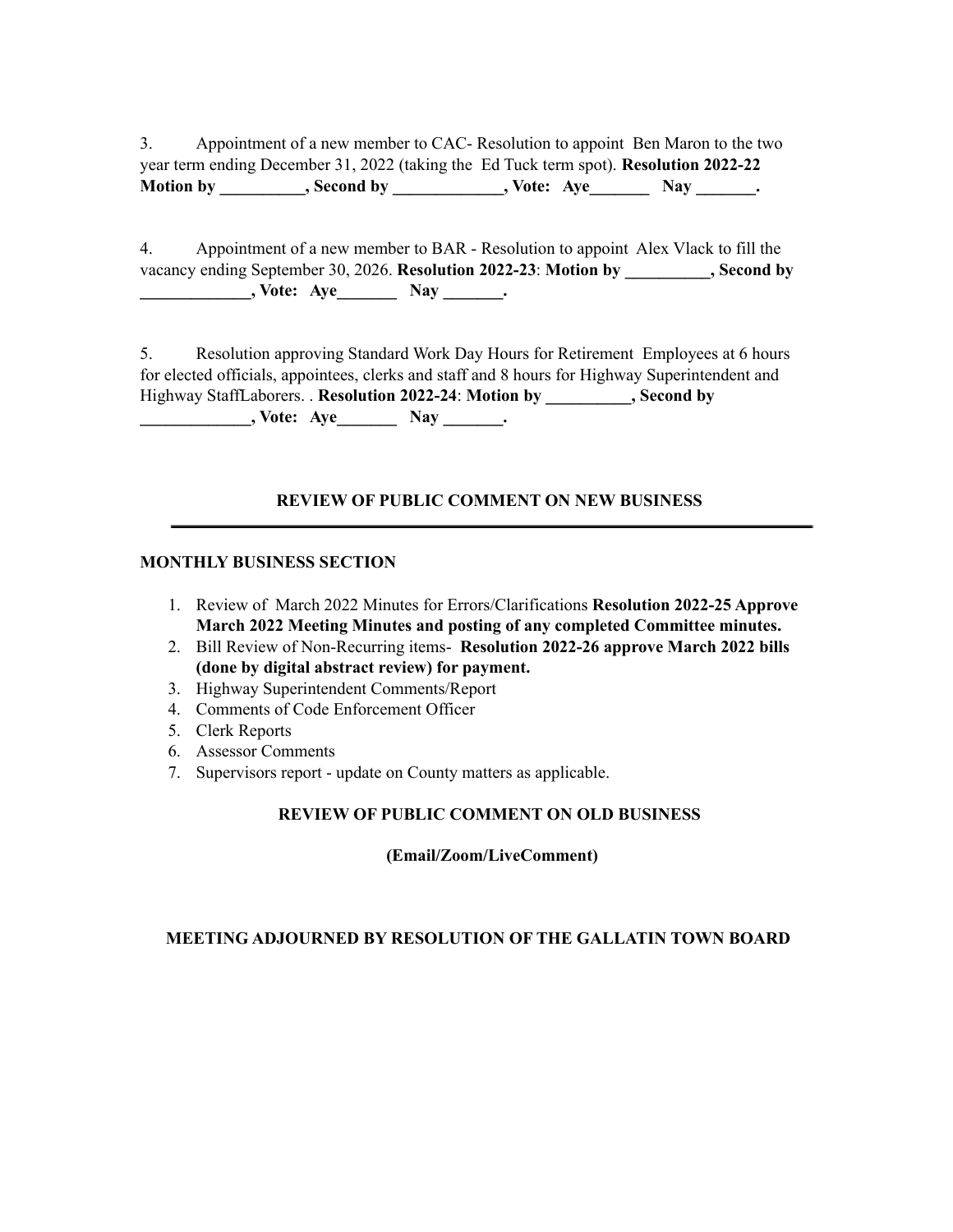3. Appointment of a new member to CAC- Resolution to appoint Ben Maron to the two year term ending December 31, 2022 (taking the Ed Tuck term spot). **Resolution 2022-22 Motion by __________, Second by _____________, Vote: Aye_______ Nay _______.**

4. Appointment of a new member to BAR - Resolution to appoint Alex Vlack to fill the vacancy ending September 30, 2026. **Resolution 2022-23**: **Motion by __________, Second by _____________, Vote: Aye_______ Nay _______.**

5. Resolution approving Standard Work Day Hours for Retirement Employees at 6 hours for elected officials, appointees, clerks and staff and 8 hours for Highway Superintendent and Highway StaffLaborers. . **Resolution 2022-24**: **Motion by __________, Second by _____________, Vote: Aye_______ Nay _______.**

**REVIEW OF PUBLIC COMMENT ON NEW BUSINESS**

---

**MONTHLY BUSINESS SECTION**

1. Review of March 2022 Minutes for Errors/Clarifications **Resolution 2022-25 Approve March 2022 Meeting Minutes and posting of any completed Committee minutes.**
2. Bill Review of Non-Recurring items- **Resolution 2022-26 approve March 2022 bills (done by digital abstract review) for payment.**
3. Highway Superintendent Comments/Report
4. Comments of Code Enforcement Officer
5. Clerk Reports
6. Assessor Comments
7. Supervisors report - update on County matters as applicable.

**REVIEW OF PUBLIC COMMENT ON OLD BUSINESS**

**(Email/Zoom/LiveComment)**

**MEETING ADJOURNED BY RESOLUTION OF THE GALLATIN TOWN BOARD**